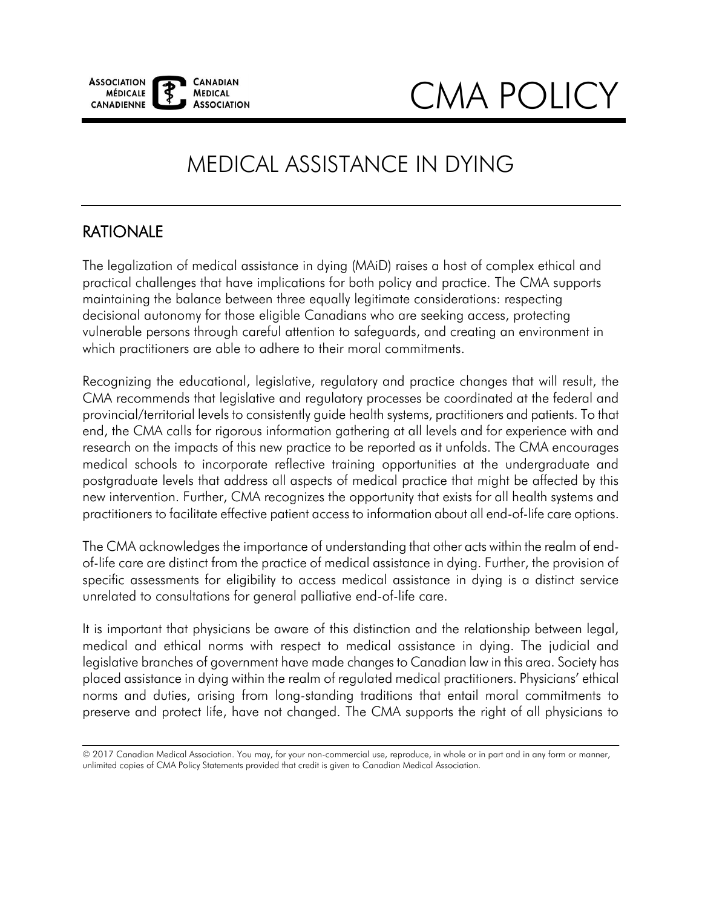ASSOCIATION MÉDICALE CANADIENNE · CANADIAN MEDICAL ASSOCIATION

# CMA POLICY

# MEDICAL ASSISTANCE IN DYING

## RATIONALE

The legalization of medical assistance in dying (MAiD) raises a host of complex ethical and practical challenges that have implications for both policy and practice. The CMA supports maintaining the balance between three equally legitimate considerations: respecting decisional autonomy for those eligible Canadians who are seeking access, protecting vulnerable persons through careful attention to safeguards, and creating an environment in which practitioners are able to adhere to their moral commitments.

Recognizing the educational, legislative, regulatory and practice changes that will result, the CMA recommends that legislative and regulatory processes be coordinated at the federal and provincial/territorial levels to consistently guide health systems, practitioners and patients. To that end, the CMA calls for rigorous information gathering at all levels and for experience with and research on the impacts of this new practice to be reported as it unfolds. The CMA encourages medical schools to incorporate reflective training opportunities at the undergraduate and postgraduate levels that address all aspects of medical practice that might be affected by this new intervention. Further, CMA recognizes the opportunity that exists for all health systems and practitioners to facilitate effective patient access to information about all end-of-life care options.

The CMA acknowledges the importance of understanding that other acts within the realm of end-of-life care are distinct from the practice of medical assistance in dying. Further, the provision of specific assessments for eligibility to access medical assistance in dying is a distinct service unrelated to consultations for general palliative end-of-life care.

It is important that physicians be aware of this distinction and the relationship between legal, medical and ethical norms with respect to medical assistance in dying. The judicial and legislative branches of government have made changes to Canadian law in this area. Society has placed assistance in dying within the realm of regulated medical practitioners. Physicians' ethical norms and duties, arising from long-standing traditions that entail moral commitments to preserve and protect life, have not changed. The CMA supports the right of all physicians to

© 2017 Canadian Medical Association. You may, for your non-commercial use, reproduce, in whole or in part and in any form or manner, unlimited copies of CMA Policy Statements provided that credit is given to Canadian Medical Association.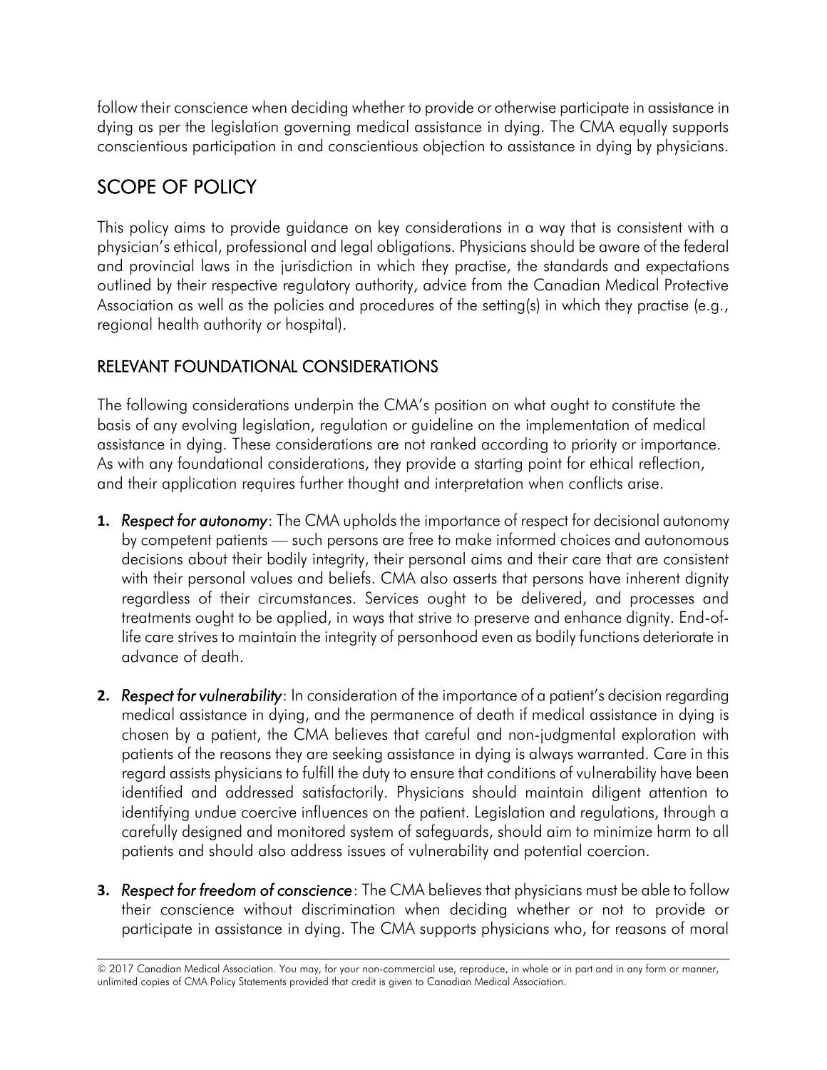follow their conscience when deciding whether to provide or otherwise participate in assistance in dying as per the legislation governing medical assistance in dying. The CMA equally supports conscientious participation in and conscientious objection to assistance in dying by physicians.

## SCOPE OF POLICY

This policy aims to provide guidance on key considerations in a way that is consistent with a physician's ethical, professional and legal obligations. Physicians should be aware of the federal and provincial laws in the jurisdiction in which they practise, the standards and expectations outlined by their respective regulatory authority, advice from the Canadian Medical Protective Association as well as the policies and procedures of the setting(s) in which they practise (e.g., regional health authority or hospital).

### RELEVANT FOUNDATIONAL CONSIDERATIONS

The following considerations underpin the CMA's position on what ought to constitute the basis of any evolving legislation, regulation or guideline on the implementation of medical assistance in dying. These considerations are not ranked according to priority or importance. As with any foundational considerations, they provide a starting point for ethical reflection, and their application requires further thought and interpretation when conflicts arise.

1. ***Respect for autonomy***: The CMA upholds the importance of respect for decisional autonomy by competent patients — such persons are free to make informed choices and autonomous decisions about their bodily integrity, their personal aims and their care that are consistent with their personal values and beliefs. CMA also asserts that persons have inherent dignity regardless of their circumstances. Services ought to be delivered, and processes and treatments ought to be applied, in ways that strive to preserve and enhance dignity. End-of-life care strives to maintain the integrity of personhood even as bodily functions deteriorate in advance of death.

2. ***Respect for vulnerability***: In consideration of the importance of a patient's decision regarding medical assistance in dying, and the permanence of death if medical assistance in dying is chosen by a patient, the CMA believes that careful and non-judgmental exploration with patients of the reasons they are seeking assistance in dying is always warranted. Care in this regard assists physicians to fulfill the duty to ensure that conditions of vulnerability have been identified and addressed satisfactorily. Physicians should maintain diligent attention to identifying undue coercive influences on the patient. Legislation and regulations, through a carefully designed and monitored system of safeguards, should aim to minimize harm to all patients and should also address issues of vulnerability and potential coercion.

3. ***Respect for freedom of conscience***: The CMA believes that physicians must be able to follow their conscience without discrimination when deciding whether or not to provide or participate in assistance in dying. The CMA supports physicians who, for reasons of moral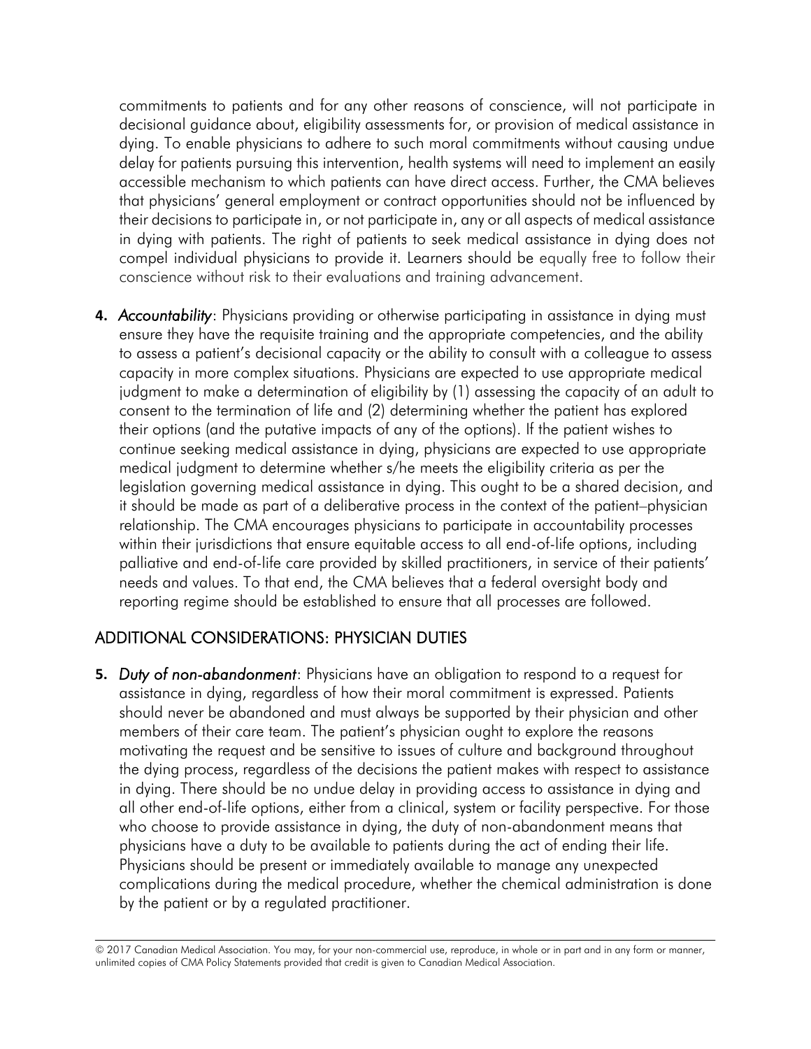commitments to patients and for any other reasons of conscience, will not participate in decisional guidance about, eligibility assessments for, or provision of medical assistance in dying. To enable physicians to adhere to such moral commitments without causing undue delay for patients pursuing this intervention, health systems will need to implement an easily accessible mechanism to which patients can have direct access. Further, the CMA believes that physicians' general employment or contract opportunities should not be influenced by their decisions to participate in, or not participate in, any or all aspects of medical assistance in dying with patients. The right of patients to seek medical assistance in dying does not compel individual physicians to provide it. Learners should be equally free to follow their conscience without risk to their evaluations and training advancement.

4. ***Accountability***: Physicians providing or otherwise participating in assistance in dying must ensure they have the requisite training and the appropriate competencies, and the ability to assess a patient's decisional capacity or the ability to consult with a colleague to assess capacity in more complex situations. Physicians are expected to use appropriate medical judgment to make a determination of eligibility by (1) assessing the capacity of an adult to consent to the termination of life and (2) determining whether the patient has explored their options (and the putative impacts of any of the options). If the patient wishes to continue seeking medical assistance in dying, physicians are expected to use appropriate medical judgment to determine whether s/he meets the eligibility criteria as per the legislation governing medical assistance in dying. This ought to be a shared decision, and it should be made as part of a deliberative process in the context of the patient–physician relationship. The CMA encourages physicians to participate in accountability processes within their jurisdictions that ensure equitable access to all end-of-life options, including palliative and end-of-life care provided by skilled practitioners, in service of their patients' needs and values. To that end, the CMA believes that a federal oversight body and reporting regime should be established to ensure that all processes are followed.

## ADDITIONAL CONSIDERATIONS: PHYSICIAN DUTIES

5. ***Duty of non-abandonment***: Physicians have an obligation to respond to a request for assistance in dying, regardless of how their moral commitment is expressed. Patients should never be abandoned and must always be supported by their physician and other members of their care team. The patient's physician ought to explore the reasons motivating the request and be sensitive to issues of culture and background throughout the dying process, regardless of the decisions the patient makes with respect to assistance in dying. There should be no undue delay in providing access to assistance in dying and all other end-of-life options, either from a clinical, system or facility perspective. For those who choose to provide assistance in dying, the duty of non-abandonment means that physicians have a duty to be available to patients during the act of ending their life. Physicians should be present or immediately available to manage any unexpected complications during the medical procedure, whether the chemical administration is done by the patient or by a regulated practitioner.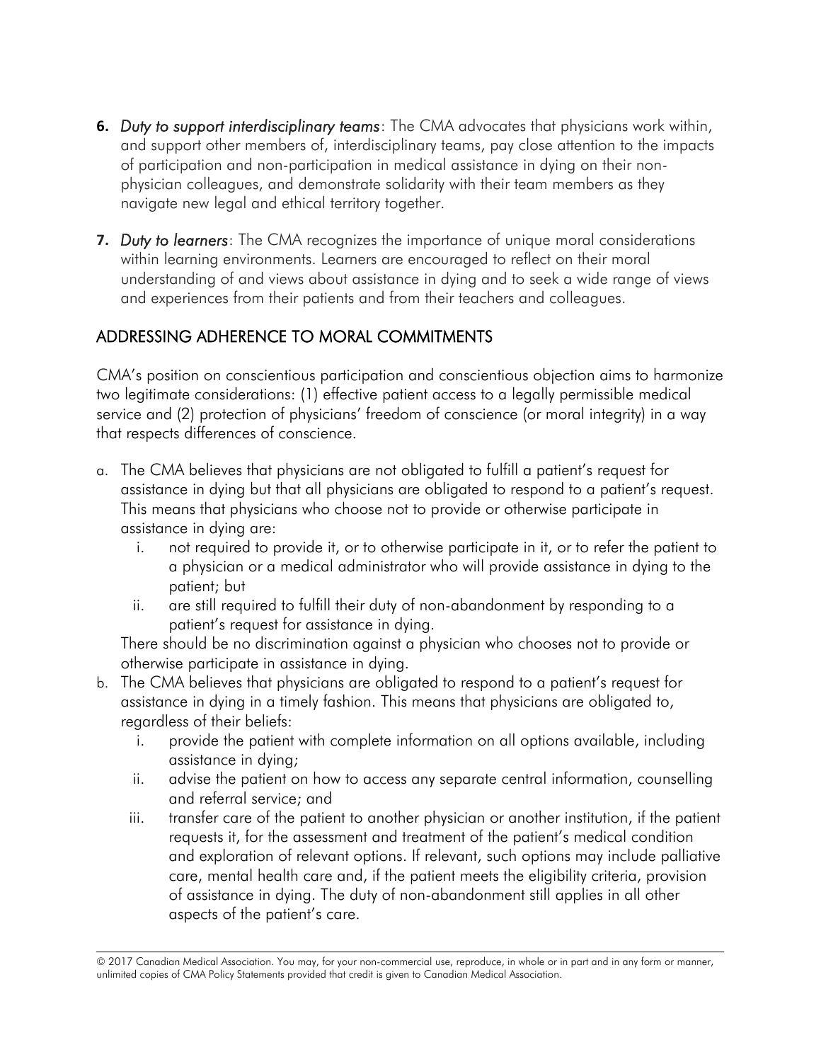6. ***Duty to support interdisciplinary teams***: The CMA advocates that physicians work within, and support other members of, interdisciplinary teams, pay close attention to the impacts of participation and non-participation in medical assistance in dying on their non-physician colleagues, and demonstrate solidarity with their team members as they navigate new legal and ethical territory together.

7. ***Duty to learners***: The CMA recognizes the importance of unique moral considerations within learning environments. Learners are encouraged to reflect on their moral understanding of and views about assistance in dying and to seek a wide range of views and experiences from their patients and from their teachers and colleagues.

## ADDRESSING ADHERENCE TO MORAL COMMITMENTS

CMA's position on conscientious participation and conscientious objection aims to harmonize two legitimate considerations: (1) effective patient access to a legally permissible medical service and (2) protection of physicians' freedom of conscience (or moral integrity) in a way that respects differences of conscience.

a. The CMA believes that physicians are not obligated to fulfill a patient's request for assistance in dying but that all physicians are obligated to respond to a patient's request. This means that physicians who choose not to provide or otherwise participate in assistance in dying are:
   i. not required to provide it, or to otherwise participate in it, or to refer the patient to a physician or a medical administrator who will provide assistance in dying to the patient; but
   ii. are still required to fulfill their duty of non-abandonment by responding to a patient's request for assistance in dying.

   There should be no discrimination against a physician who chooses not to provide or otherwise participate in assistance in dying.

b. The CMA believes that physicians are obligated to respond to a patient's request for assistance in dying in a timely fashion. This means that physicians are obligated to, regardless of their beliefs:
   i. provide the patient with complete information on all options available, including assistance in dying;
   ii. advise the patient on how to access any separate central information, counselling and referral service; and
   iii. transfer care of the patient to another physician or another institution, if the patient requests it, for the assessment and treatment of the patient's medical condition and exploration of relevant options. If relevant, such options may include palliative care, mental health care and, if the patient meets the eligibility criteria, provision of assistance in dying. The duty of non-abandonment still applies in all other aspects of the patient's care.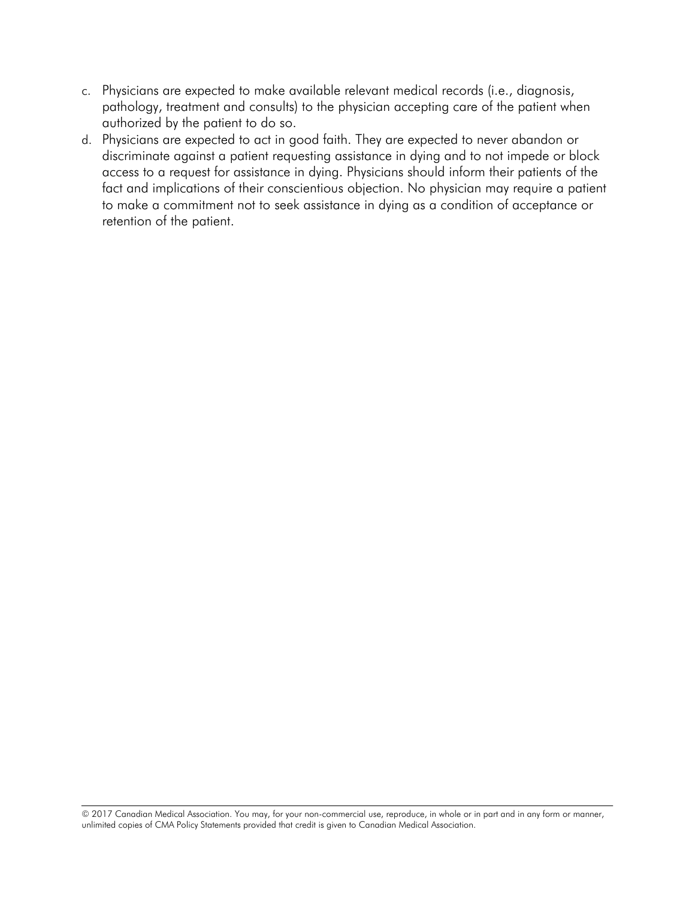c. Physicians are expected to make available relevant medical records (i.e., diagnosis, pathology, treatment and consults) to the physician accepting care of the patient when authorized by the patient to do so.
d. Physicians are expected to act in good faith. They are expected to never abandon or discriminate against a patient requesting assistance in dying and to not impede or block access to a request for assistance in dying. Physicians should inform their patients of the fact and implications of their conscientious objection. No physician may require a patient to make a commitment not to seek assistance in dying as a condition of acceptance or retention of the patient.

© 2017 Canadian Medical Association. You may, for your non-commercial use, reproduce, in whole or in part and in any form or manner, unlimited copies of CMA Policy Statements provided that credit is given to Canadian Medical Association.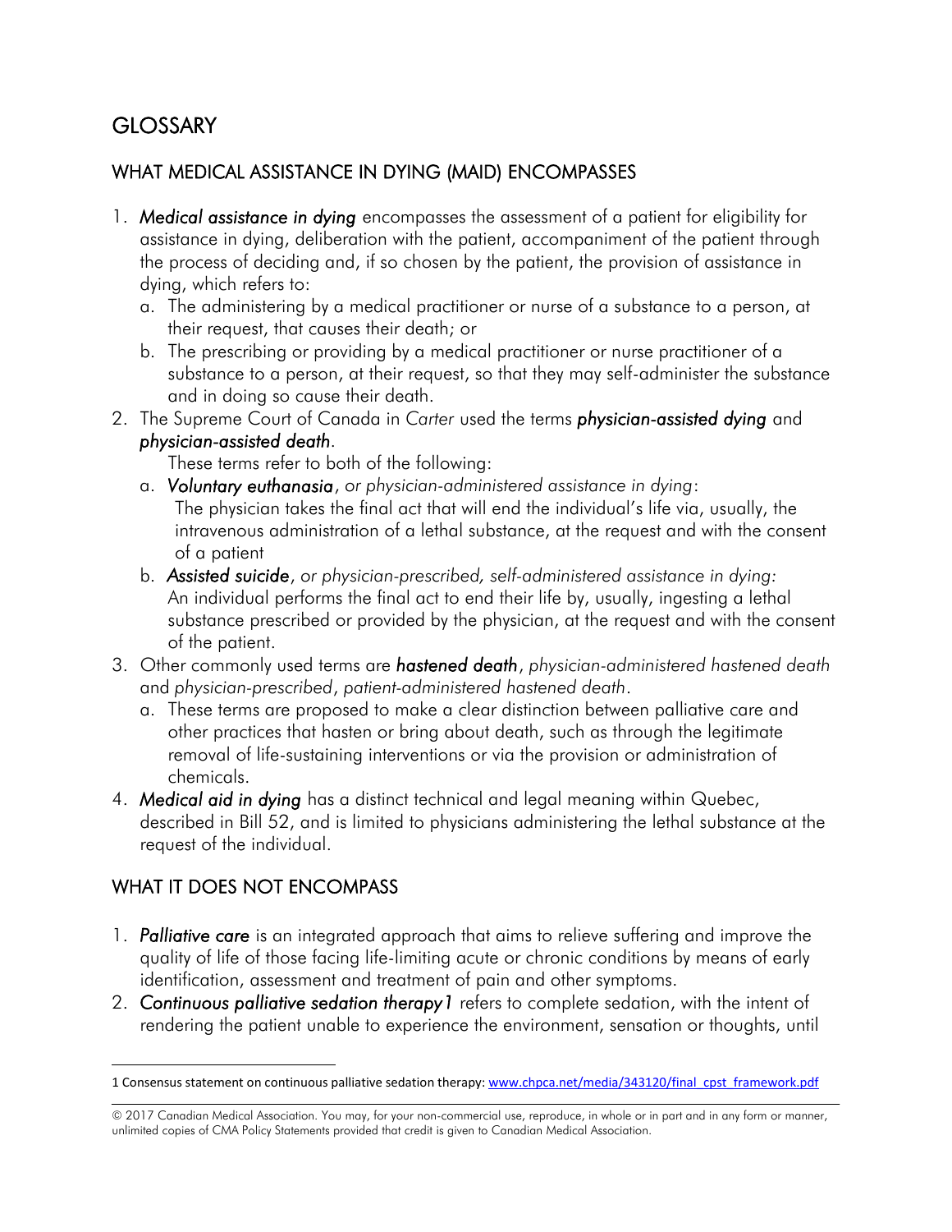# GLOSSARY

## WHAT MEDICAL ASSISTANCE IN DYING (MAID) ENCOMPASSES

1. ***Medical assistance in dying*** encompasses the assessment of a patient for eligibility for assistance in dying, deliberation with the patient, accompaniment of the patient through the process of deciding and, if so chosen by the patient, the provision of assistance in dying, which refers to:
   a. The administering by a medical practitioner or nurse of a substance to a person, at their request, that causes their death; or
   b. The prescribing or providing by a medical practitioner or nurse practitioner of a substance to a person, at their request, so that they may self-administer the substance and in doing so cause their death.
2. The Supreme Court of Canada in *Carter* used the terms ***physician-assisted dying*** and ***physician-assisted death***.
   These terms refer to both of the following:
   a. ***Voluntary euthanasia***, *or physician-administered assistance in dying*:
      The physician takes the final act that will end the individual's life via, usually, the intravenous administration of a lethal substance, at the request and with the consent of a patient
   b. ***Assisted suicide***, *or physician-prescribed, self-administered assistance in dying:*
      An individual performs the final act to end their life by, usually, ingesting a lethal substance prescribed or provided by the physician, at the request and with the consent of the patient.
3. Other commonly used terms are ***hastened death***, *physician-administered hastened death* and *physician-prescribed*, *patient-administered hastened death*.
   a. These terms are proposed to make a clear distinction between palliative care and other practices that hasten or bring about death, such as through the legitimate removal of life-sustaining interventions or via the provision or administration of chemicals.
4. ***Medical aid in dying*** has a distinct technical and legal meaning within Quebec, described in Bill 52, and is limited to physicians administering the lethal substance at the request of the individual.

## WHAT IT DOES NOT ENCOMPASS

1. ***Palliative care*** is an integrated approach that aims to relieve suffering and improve the quality of life of those facing life-limiting acute or chronic conditions by means of early identification, assessment and treatment of pain and other symptoms.
2. ***Continuous palliative sedation therapy***[1] refers to complete sedation, with the intent of rendering the patient unable to experience the environment, sensation or thoughts, until

[1] Consensus statement on continuous palliative sedation therapy: www.chpca.net/media/343120/final_cpst_framework.pdf

© 2017 Canadian Medical Association. You may, for your non-commercial use, reproduce, in whole or in part and in any form or manner, unlimited copies of CMA Policy Statements provided that credit is given to Canadian Medical Association.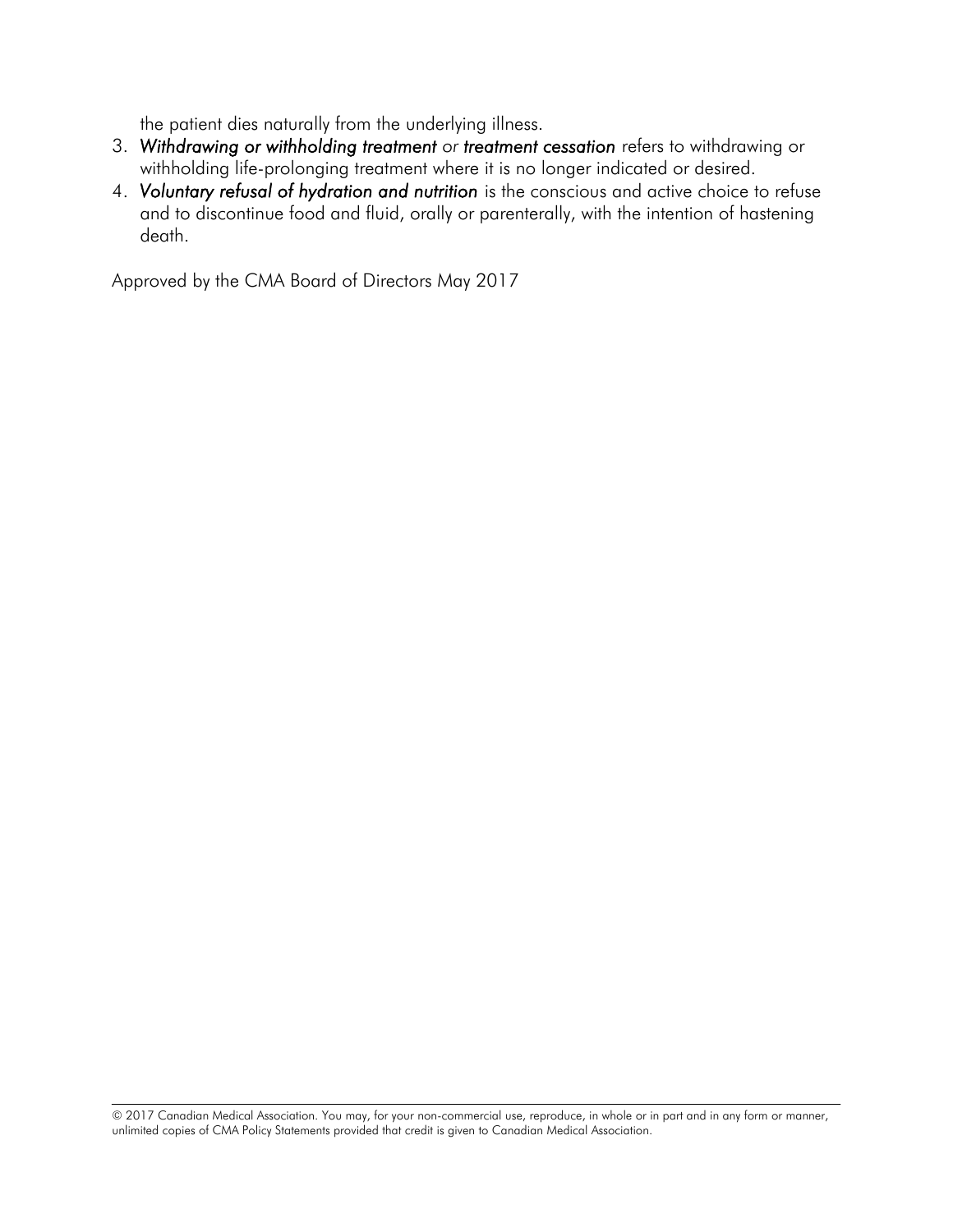the patient dies naturally from the underlying illness.

3. ***Withdrawing or withholding treatment*** *or* ***treatment cessation*** refers to withdrawing or withholding life-prolonging treatment where it is no longer indicated or desired.
4. ***Voluntary refusal of hydration and nutrition*** is the conscious and active choice to refuse and to discontinue food and fluid, orally or parenterally, with the intention of hastening death.

Approved by the CMA Board of Directors May 2017

© 2017 Canadian Medical Association. You may, for your non-commercial use, reproduce, in whole or in part and in any form or manner, unlimited copies of CMA Policy Statements provided that credit is given to Canadian Medical Association.